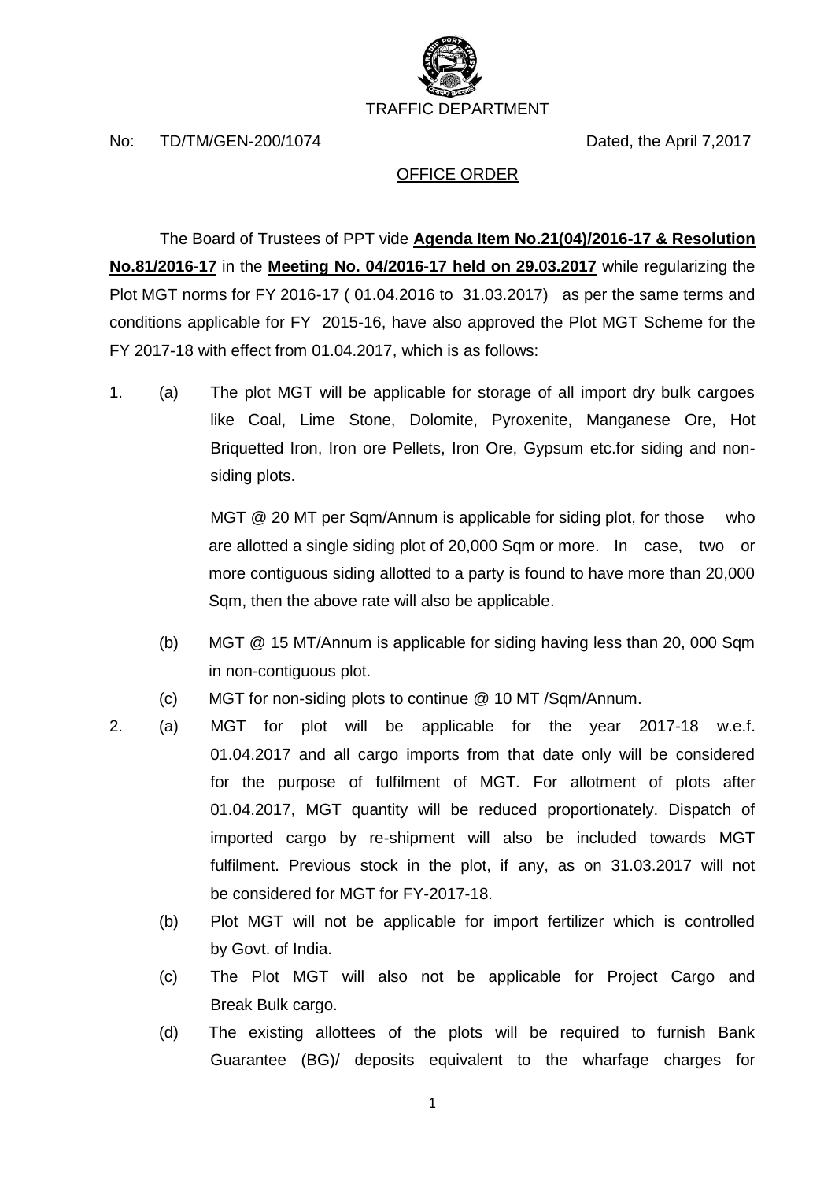TRAFFIC DEPARTMENT

No: TD/TM/GEN-200/1074 Dated, the April 7,2017

OFFICE ORDER

The Board of Trustees of PPT vide **Agenda Item No.21(04)/2016-17 & Resolution No.81/2016-17** in the **Meeting No. 04/2016-17 held on 29.03.2017** while regularizing the Plot MGT norms for FY 2016-17 ( 01.04.2016 to 31.03.2017) as per the same terms and conditions applicable for FY 2015-16, have also approved the Plot MGT Scheme for the FY 2017-18 with effect from 01.04.2017, which is as follows:

1. (a) The plot MGT will be applicable for storage of all import dry bulk cargoes like Coal, Lime Stone, Dolomite, Pyroxenite, Manganese Ore, Hot Briquetted Iron, Iron ore Pellets, Iron Ore, Gypsum etc.for siding and non-siding plots.

   MGT @ 20 MT per Sqm/Annum is applicable for siding plot, for those who are allotted a single siding plot of 20,000 Sqm or more. In case, two or more contiguous siding allotted to a party is found to have more than 20,000 Sqm, then the above rate will also be applicable.

   (b) MGT @ 15 MT/Annum is applicable for siding having less than 20, 000 Sqm in non-contiguous plot.

   (c) MGT for non-siding plots to continue @ 10 MT /Sqm/Annum.

2. (a) MGT for plot will be applicable for the year 2017-18 w.e.f. 01.04.2017 and all cargo imports from that date only will be considered for the purpose of fulfilment of MGT. For allotment of plots after 01.04.2017, MGT quantity will be reduced proportionately. Dispatch of imported cargo by re-shipment will also be included towards MGT fulfilment. Previous stock in the plot, if any, as on 31.03.2017 will not be considered for MGT for FY-2017-18.

   (b) Plot MGT will not be applicable for import fertilizer which is controlled by Govt. of India.

   (c) The Plot MGT will also not be applicable for Project Cargo and Break Bulk cargo.

   (d) The existing allottees of the plots will be required to furnish Bank Guarantee (BG)/ deposits equivalent to the wharfage charges for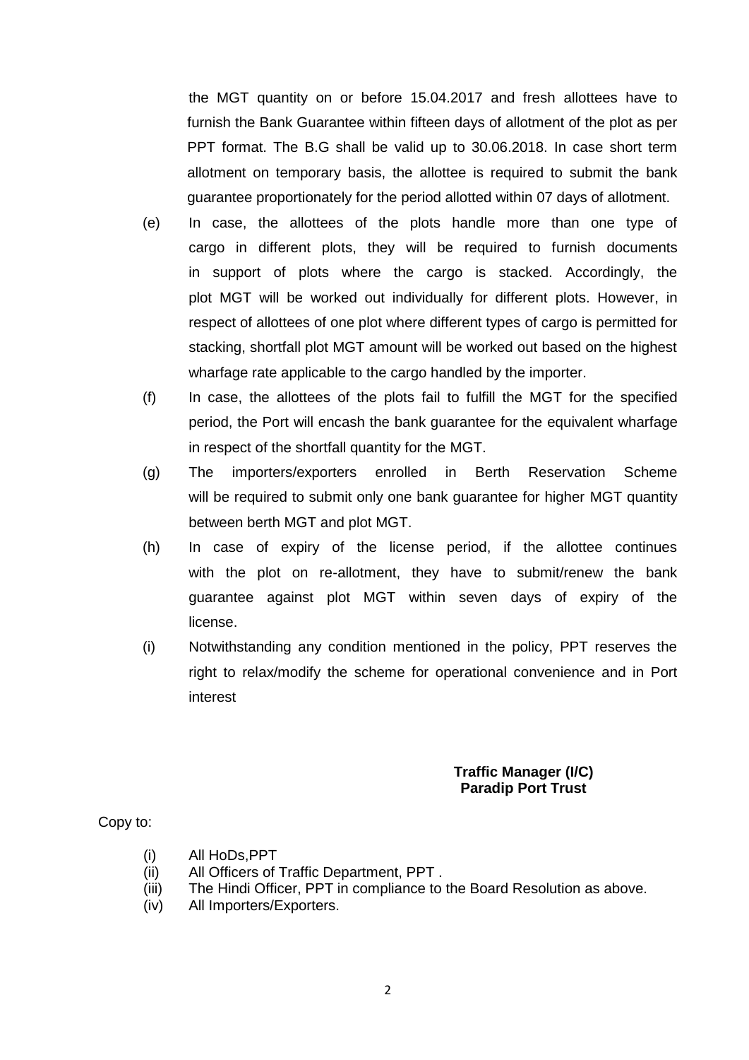the MGT quantity on or before 15.04.2017 and fresh allottees have to furnish the Bank Guarantee within fifteen days of allotment of the plot as per PPT format. The B.G shall be valid up to 30.06.2018. In case short term allotment on temporary basis, the allottee is required to submit the bank guarantee proportionately for the period allotted within 07 days of allotment.

(e) In case, the allottees of the plots handle more than one type of cargo in different plots, they will be required to furnish documents in support of plots where the cargo is stacked. Accordingly, the plot MGT will be worked out individually for different plots. However, in respect of allottees of one plot where different types of cargo is permitted for stacking, shortfall plot MGT amount will be worked out based on the highest wharfage rate applicable to the cargo handled by the importer.

(f) In case, the allottees of the plots fail to fulfill the MGT for the specified period, the Port will encash the bank guarantee for the equivalent wharfage in respect of the shortfall quantity for the MGT.

(g) The importers/exporters enrolled in Berth Reservation Scheme will be required to submit only one bank guarantee for higher MGT quantity between berth MGT and plot MGT.

(h) In case of expiry of the license period, if the allottee continues with the plot on re-allotment, they have to submit/renew the bank guarantee against plot MGT within seven days of expiry of the license.

(i) Notwithstanding any condition mentioned in the policy, PPT reserves the right to relax/modify the scheme for operational convenience and in Port interest

**Traffic Manager (I/C)**
**Paradip Port Trust**

Copy to:

(i) All HoDs,PPT
(ii) All Officers of Traffic Department, PPT .
(iii) The Hindi Officer, PPT in compliance to the Board Resolution as above.
(iv) All Importers/Exporters.